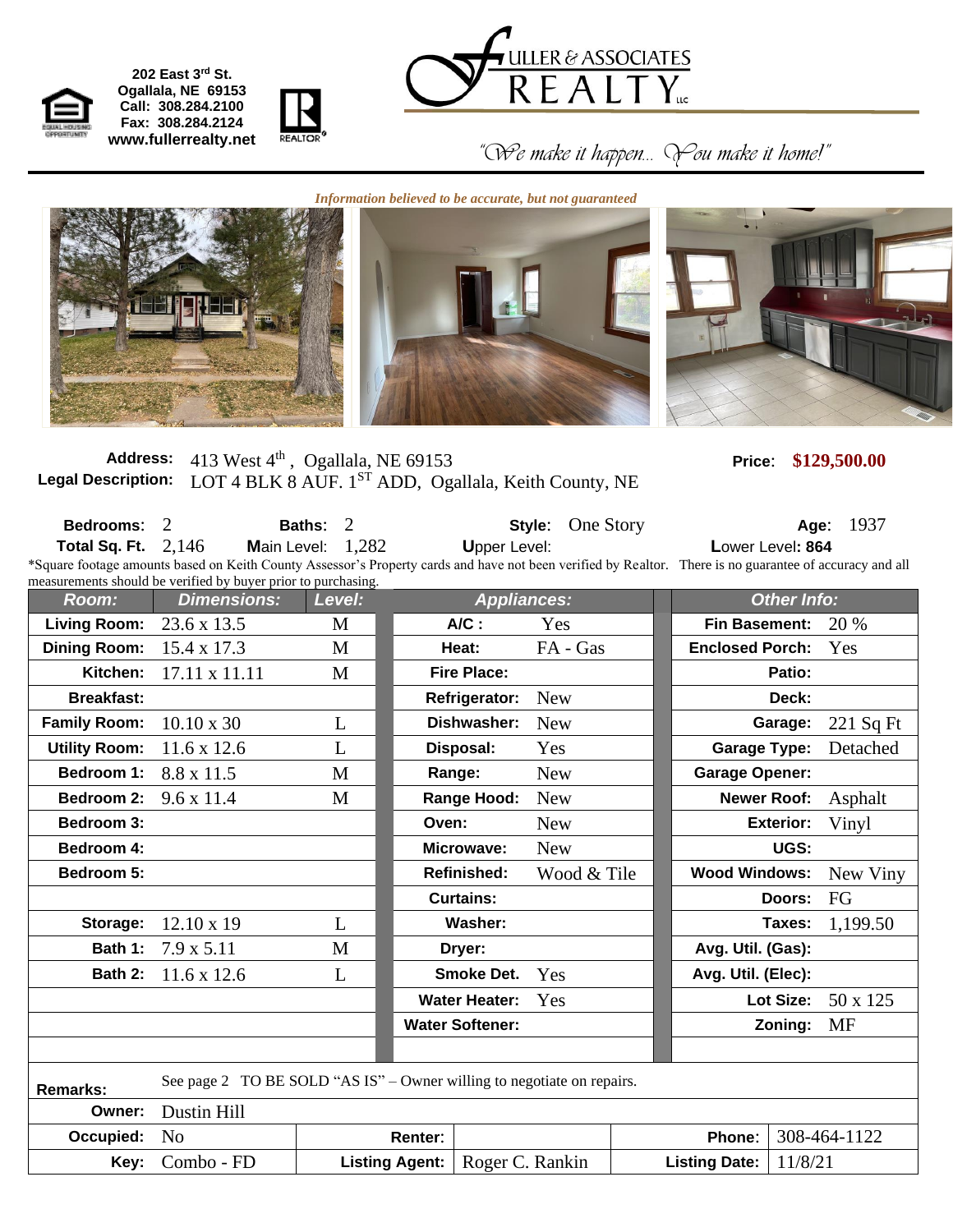202 East 3rd St.
Ogallala, NE 69153
Call: 308.284.2100
Fax: 308.284.2124
www.fullerrealty.net

# FULLER & ASSOCIATES REALTY LLC

*"We make it happen... You make it home!"*

***Information believed to be accurate, but not guaranteed***

**Address:** 413 West 4th, Ogallala, NE 69153 **Price:** **$129,500.00**

**Legal Description:** LOT 4 BLK 8 AUF. 1ST ADD, Ogallala, Keith County, NE

**Bedrooms:** 2 **Baths:** 2 **Style:** One Story **Age:** 1937

**Total Sq. Ft.** 2,146 **Main Level:** 1,282 **Upper Level:** **Lower Level:** **864**

*Square footage amounts based on Keith County Assessor's Property cards and have not been verified by Realtor. There is no guarantee of accuracy and all measurements should be verified by buyer prior to purchasing.

| Room: | Dimensions: | Level: | Appliances: | | Other Info: | |
|---|---|---|---|---|---|---|
| **Living Room:** | 23.6 x 13.5 | M | **A/C :** | Yes | **Fin Basement:** | 20 % |
| **Dining Room:** | 15.4 x 17.3 | M | **Heat:** | FA - Gas | **Enclosed Porch:** | Yes |
| **Kitchen:** | 17.11 x 11.11 | M | **Fire Place:** | | **Patio:** | |
| **Breakfast:** | | | **Refrigerator:** | New | **Deck:** | |
| **Family Room:** | 10.10 x 30 | L | **Dishwasher:** | New | **Garage:** | 221 Sq Ft |
| **Utility Room:** | 11.6 x 12.6 | L | **Disposal:** | Yes | **Garage Type:** | Detached |
| **Bedroom 1:** | 8.8 x 11.5 | M | **Range:** | New | **Garage Opener:** | |
| **Bedroom 2:** | 9.6 x 11.4 | M | **Range Hood:** | New | **Newer Roof:** | Asphalt |
| **Bedroom 3:** | | | **Oven:** | New | **Exterior:** | Vinyl |
| **Bedroom 4:** | | | **Microwave:** | New | **UGS:** | |
| **Bedroom 5:** | | | **Refinished:** | Wood & Tile | **Wood Windows:** | New Viny |
| | | | **Curtains:** | | **Doors:** | FG |
| **Storage:** | 12.10 x 19 | L | **Washer:** | | **Taxes:** | 1,199.50 |
| **Bath 1:** | 7.9 x 5.11 | M | **Dryer:** | | **Avg. Util. (Gas):** | |
| **Bath 2:** | 11.6 x 12.6 | L | **Smoke Det.** | Yes | **Avg. Util. (Elec):** | |
| | | | **Water Heater:** | Yes | **Lot Size:** | 50 x 125 |
| | | | **Water Softener:** | | **Zoning:** | MF |

**Remarks:** See page 2 TO BE SOLD "AS IS" – Owner willing to negotiate on repairs.

| | | | | | |
|---|---|---|---|---|---|
| **Owner:** | Dustin Hill | | | | |
| **Occupied:** | No | **Renter:** | | **Phone:** | 308-464-1122 |
| **Key:** | Combo - FD | **Listing Agent:** | Roger C. Rankin | **Listing Date:** | 11/8/21 |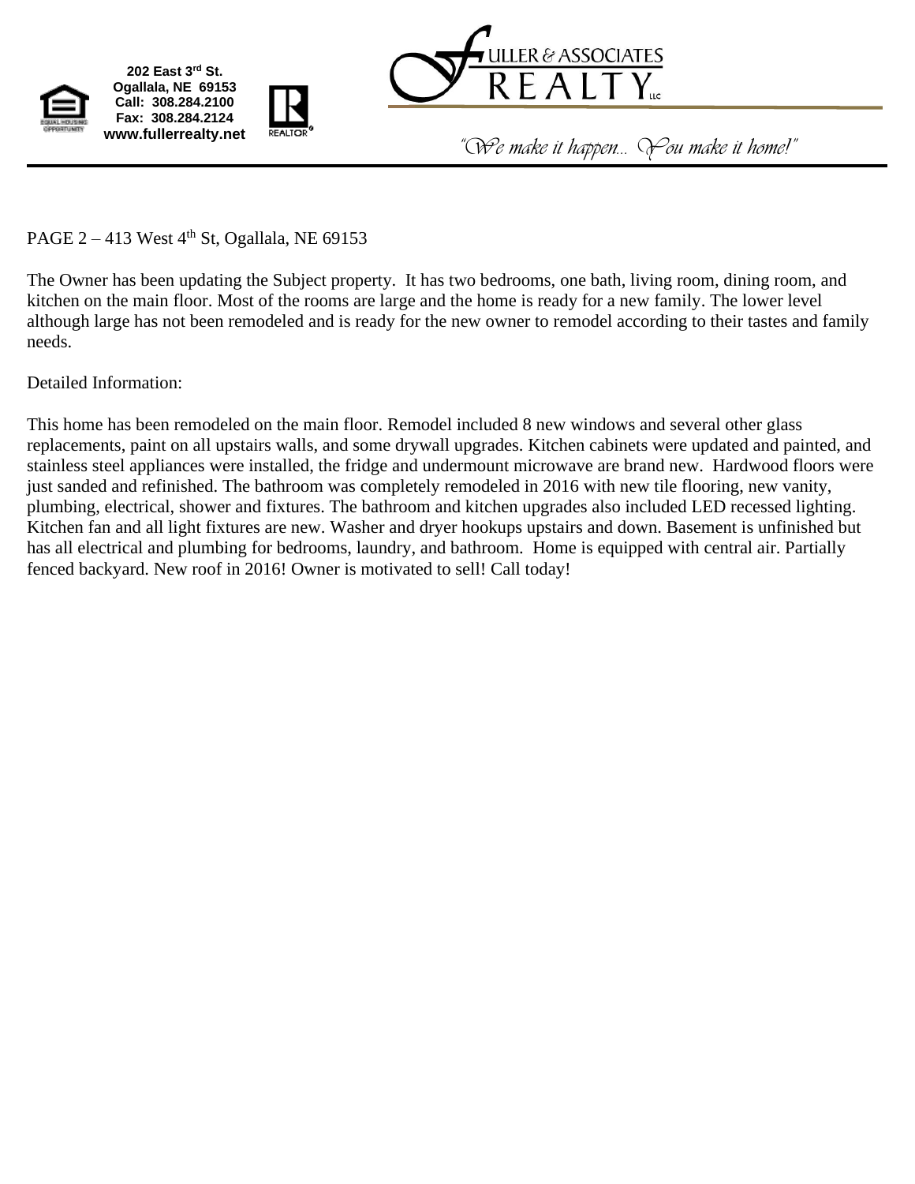PAGE 2 – 413 West 4th St, Ogallala, NE 69153

The Owner has been updating the Subject property. It has two bedrooms, one bath, living room, dining room, and kitchen on the main floor. Most of the rooms are large and the home is ready for a new family. The lower level although large has not been remodeled and is ready for the new owner to remodel according to their tastes and family needs.

Detailed Information:

This home has been remodeled on the main floor. Remodel included 8 new windows and several other glass replacements, paint on all upstairs walls, and some drywall upgrades. Kitchen cabinets were updated and painted, and stainless steel appliances were installed, the fridge and undermount microwave are brand new. Hardwood floors were just sanded and refinished. The bathroom was completely remodeled in 2016 with new tile flooring, new vanity, plumbing, electrical, shower and fixtures. The bathroom and kitchen upgrades also included LED recessed lighting. Kitchen fan and all light fixtures are new. Washer and dryer hookups upstairs and down. Basement is unfinished but has all electrical and plumbing for bedrooms, laundry, and bathroom. Home is equipped with central air. Partially fenced backyard. New roof in 2016! Owner is motivated to sell! Call today!